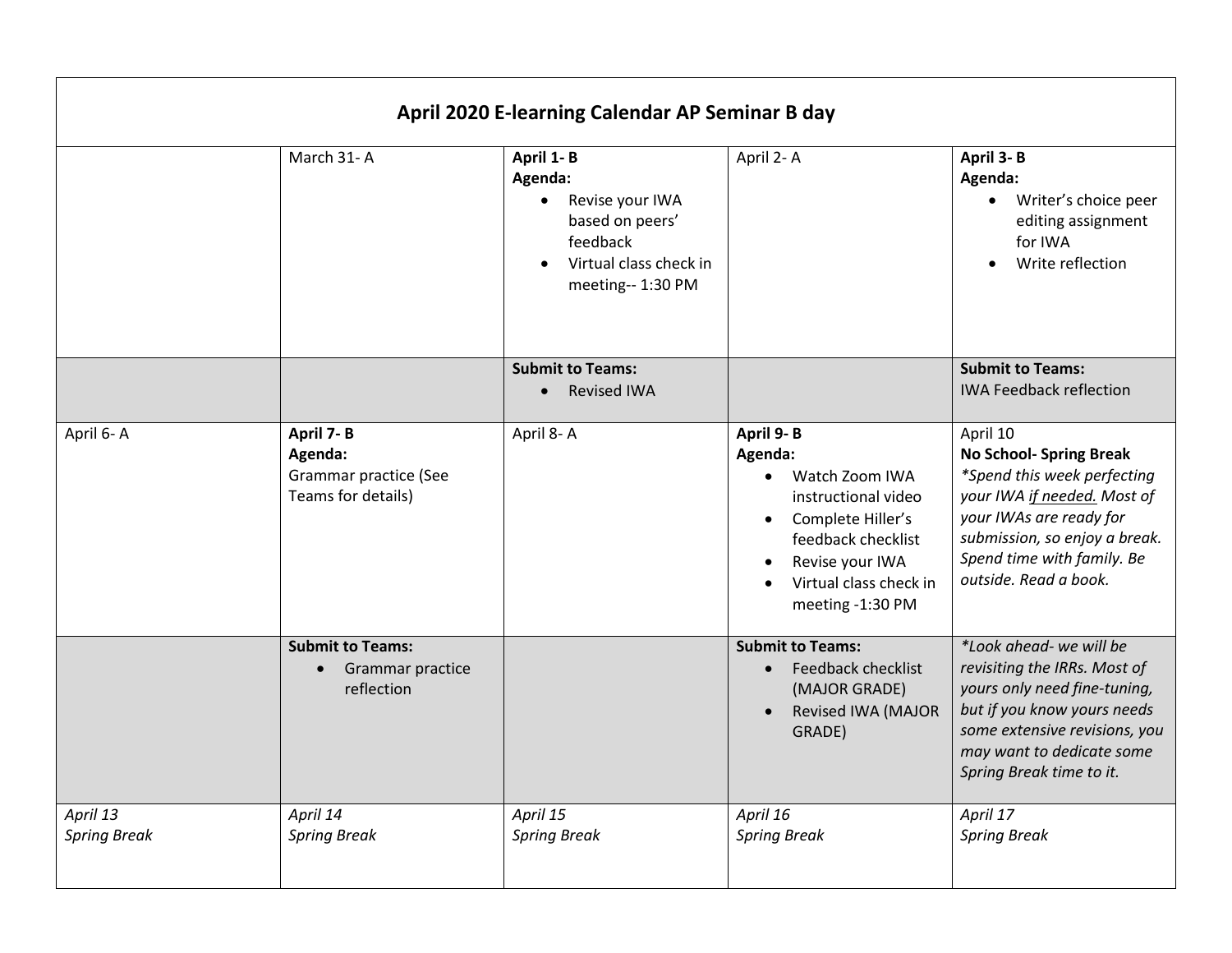# April 2020 E-learning Calendar AP Seminar B day

| | | | | |
|---|---|---|---|---|
| | March 31- A | **April 1- B**<br>**Agenda:**<br>• Revise your IWA based on peers' feedback<br>• Virtual class check in meeting-- 1:30 PM | April 2- A | **April 3- B**<br>**Agenda:**<br>• Writer's choice peer editing assignment for IWA<br>• Write reflection |
| | | **Submit to Teams:**<br>• Revised IWA | | **Submit to Teams:**<br>IWA Feedback reflection |
| April 6- A | **April 7- B**<br>**Agenda:**<br>Grammar practice (See Teams for details) | April 8- A | **April 9- B**<br>**Agenda:**<br>• Watch Zoom IWA instructional video<br>• Complete Hiller's feedback checklist<br>• Revise your IWA<br>• Virtual class check in meeting -1:30 PM | April 10<br>**No School- Spring Break**<br>*\*Spend this week perfecting your IWA <u>if needed.</u> Most of your IWAs are ready for submission, so enjoy a break. Spend time with family. Be outside. Read a book.* |
| | **Submit to Teams:**<br>• Grammar practice reflection | | **Submit to Teams:**<br>• Feedback checklist (MAJOR GRADE)<br>• Revised IWA (MAJOR GRADE) | *\*Look ahead- we will be revisiting the IRRs. Most of yours only need fine-tuning, but if you know yours needs some extensive revisions, you may want to dedicate some Spring Break time to it.* |
| *April 13*<br>*Spring Break* | *April 14*<br>*Spring Break* | *April 15*<br>*Spring Break* | *April 16*<br>*Spring Break* | *April 17*<br>*Spring Break* |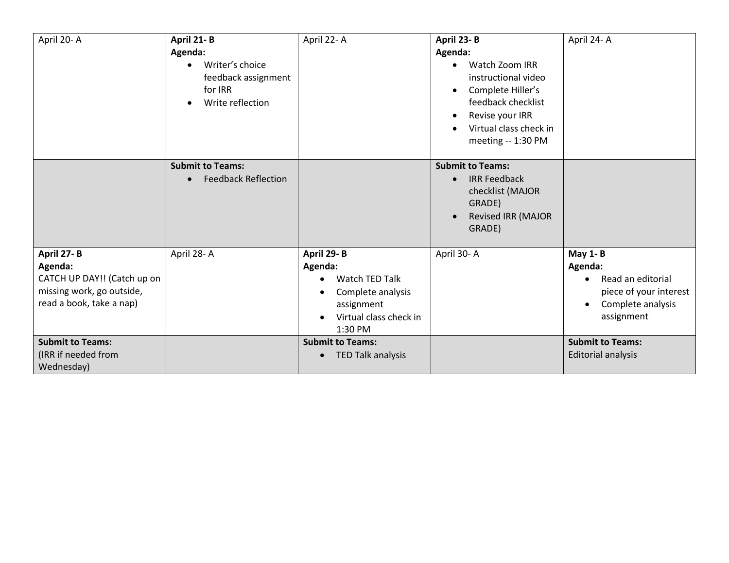| | | | | |
|---|---|---|---|---|
| April 20- A | **April 21- B**<br>**Agenda:**<br>• Writer's choice feedback assignment for IRR<br>• Write reflection | April 22- A | **April 23- B**<br>**Agenda:**<br>• Watch Zoom IRR instructional video<br>• Complete Hiller's feedback checklist<br>• Revise your IRR<br>• Virtual class check in meeting -- 1:30 PM | April 24- A |
| | **Submit to Teams:**<br>• Feedback Reflection | | **Submit to Teams:**<br>• IRR Feedback checklist (MAJOR GRADE)<br>• Revised IRR (MAJOR GRADE) | |
| **April 27- B**<br>**Agenda:**<br>CATCH UP DAY!! (Catch up on missing work, go outside, read a book, take a nap) | April 28- A | **April 29- B**<br>**Agenda:**<br>• Watch TED Talk<br>• Complete analysis assignment<br>• Virtual class check in 1:30 PM | April 30- A | **May 1- B**<br>**Agenda:**<br>• Read an editorial piece of your interest<br>• Complete analysis assignment |
| **Submit to Teams:**<br>(IRR if needed from Wednesday) | | **Submit to Teams:**<br>• TED Talk analysis | | **Submit to Teams:**<br>Editorial analysis |